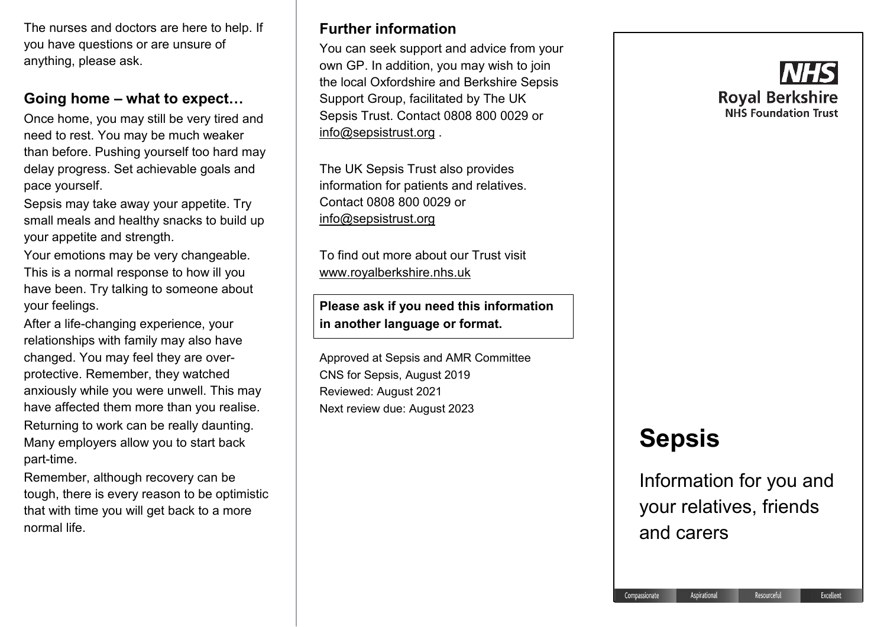The nurses and doctors are here to help. If you have questions or are unsure of anything, please ask.

## Going home – what to expect…

Once home, you may still be very tired and need to rest. You may be much weaker than before. Pushing yourself too hard may delay progress. Set achievable goals and pace yourself.

Sepsis may take away your appetite. Try small meals and healthy snacks to build up your appetite and strength.

Your emotions may be very changeable. This is a normal response to how ill you have been. Try talking to someone about your feelings.

After a life-changing experience, your relationships with family may also have changed. You may feel they are over-protective. Remember, they watched anxiously while you were unwell. This may have affected them more than you realise.

Returning to work can be really daunting. Many employers allow you to start back part-time.

Remember, although recovery can be tough, there is every reason to be optimistic that with time you will get back to a more normal life.

## Further information

You can seek support and advice from your own GP. In addition, you may wish to join the local Oxfordshire and Berkshire Sepsis Support Group, facilitated by The UK Sepsis Trust. Contact 0808 800 0029 or info@sepsistrust.org .

The UK Sepsis Trust also provides information for patients and relatives. Contact 0808 800 0029 or info@sepsistrust.org

To find out more about our Trust visit www.royalberkshire.nhs.uk

**Please ask if you need this information in another language or format.**

Approved at Sepsis and AMR Committee
CNS for Sepsis, August 2019
Reviewed: August 2021
Next review due: August 2023

NHS
Royal Berkshire
NHS Foundation Trust

# Sepsis

Information for you and your relatives, friends and carers

Compassionate | Aspirational | Resourceful | Excellent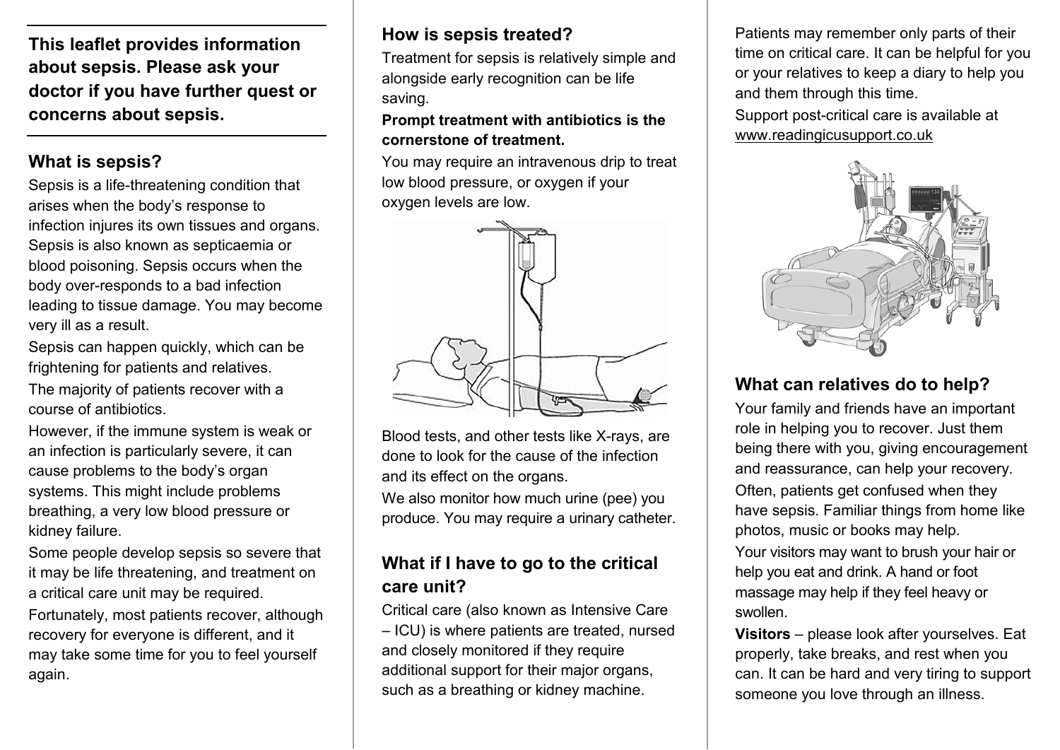**This leaflet provides information about sepsis. Please ask your doctor if you have further quest or concerns about sepsis.**

## What is sepsis?

Sepsis is a life-threatening condition that arises when the body's response to infection injures its own tissues and organs. Sepsis is also known as septicaemia or blood poisoning. Sepsis occurs when the body over-responds to a bad infection leading to tissue damage. You may become very ill as a result.

Sepsis can happen quickly, which can be frightening for patients and relatives.

The majority of patients recover with a course of antibiotics.

However, if the immune system is weak or an infection is particularly severe, it can cause problems to the body's organ systems. This might include problems breathing, a very low blood pressure or kidney failure.

Some people develop sepsis so severe that it may be life threatening, and treatment on a critical care unit may be required.

Fortunately, most patients recover, although recovery for everyone is different, and it may take some time for you to feel yourself again.

## How is sepsis treated?

Treatment for sepsis is relatively simple and alongside early recognition can be life saving.

**Prompt treatment with antibiotics is the cornerstone of treatment.**

You may require an intravenous drip to treat low blood pressure, or oxygen if your oxygen levels are low.

Blood tests, and other tests like X-rays, are done to look for the cause of the infection and its effect on the organs.

We also monitor how much urine (pee) you produce. You may require a urinary catheter.

## What if I have to go to the critical care unit?

Critical care (also known as Intensive Care – ICU) is where patients are treated, nursed and closely monitored if they require additional support for their major organs, such as a breathing or kidney machine.

Patients may remember only parts of their time on critical care. It can be helpful for you or your relatives to keep a diary to help you and them through this time.

Support post-critical care is available at www.readingicusupport.co.uk

## What can relatives do to help?

Your family and friends have an important role in helping you to recover. Just them being there with you, giving encouragement and reassurance, can help your recovery.

Often, patients get confused when they have sepsis. Familiar things from home like photos, music or books may help.

Your visitors may want to brush your hair or help you eat and drink. A hand or foot massage may help if they feel heavy or swollen.

**Visitors** – please look after yourselves. Eat properly, take breaks, and rest when you can. It can be hard and very tiring to support someone you love through an illness.